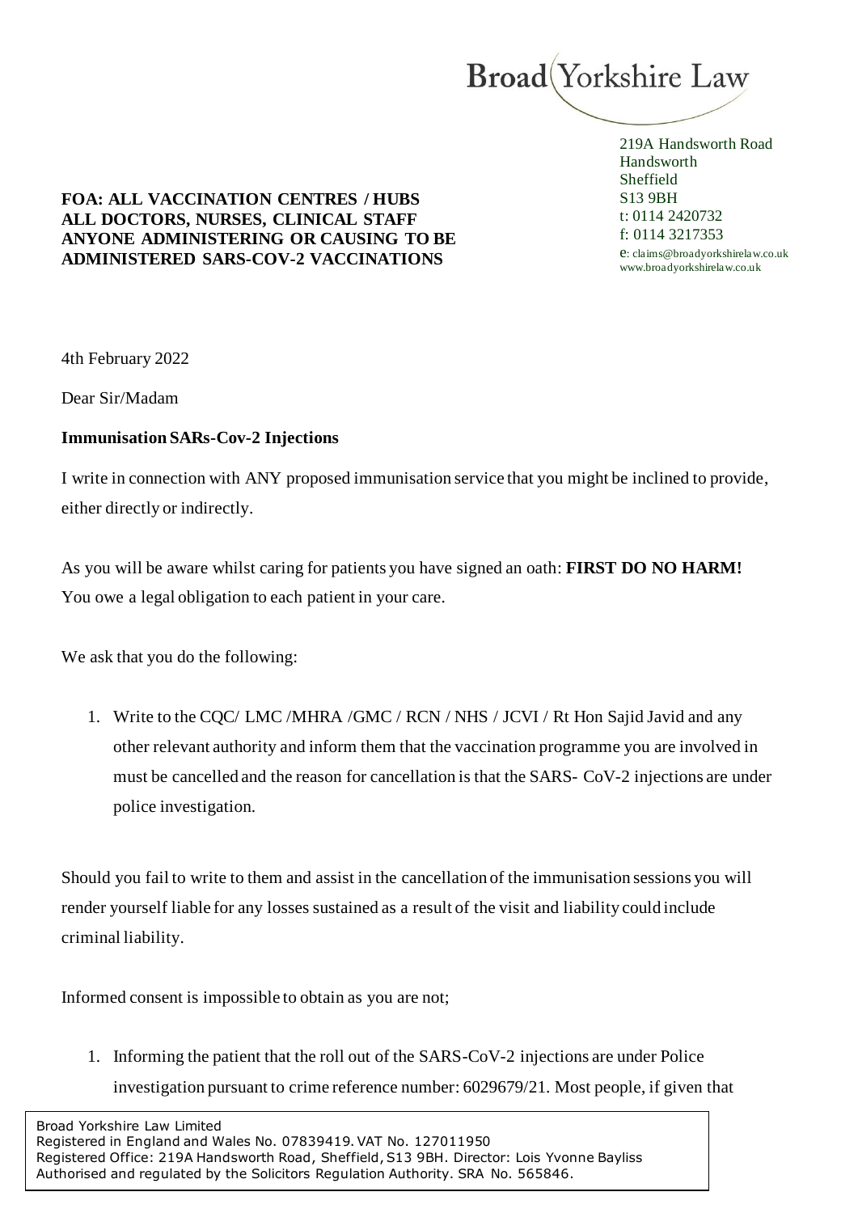**Broad Yorkshire Law**

219A Handsworth Road
Handsworth
Sheffield
S13 9BH
t: 0114 2420732
f: 0114 3217353
e: claims@broadyorkshirelaw.co.uk
www.broadyorkshirelaw.co.uk

**FOA: ALL VACCINATION CENTRES / HUBS**
**ALL DOCTORS, NURSES, CLINICAL STAFF**
**ANYONE ADMINISTERING OR CAUSING TO BE ADMINISTERED SARS-COV-2 VACCINATIONS**

4th February 2022

Dear Sir/Madam

**Immunisation SARs-Cov-2 Injections**

I write in connection with ANY proposed immunisation service that you might be inclined to provide, either directly or indirectly.

As you will be aware whilst caring for patients you have signed an oath: **FIRST DO NO HARM!** You owe a legal obligation to each patient in your care.

We ask that you do the following:

1. Write to the CQC/ LMC /MHRA /GMC / RCN / NHS / JCVI / Rt Hon Sajid Javid and any other relevant authority and inform them that the vaccination programme you are involved in must be cancelled and the reason for cancellation is that the SARS- CoV-2 injections are under police investigation.

Should you fail to write to them and assist in the cancellation of the immunisation sessions you will render yourself liable for any losses sustained as a result of the visit and liability could include criminal liability.

Informed consent is impossible to obtain as you are not;

1. Informing the patient that the roll out of the SARS-CoV-2 injections are under Police investigation pursuant to crime reference number: 6029679/21. Most people, if given that

Broad Yorkshire Law Limited
Registered in England and Wales No. 07839419. VAT No. 127011950
Registered Office: 219A Handsworth Road, Sheffield, S13 9BH. Director: Lois Yvonne Bayliss
Authorised and regulated by the Solicitors Regulation Authority. SRA No. 565846.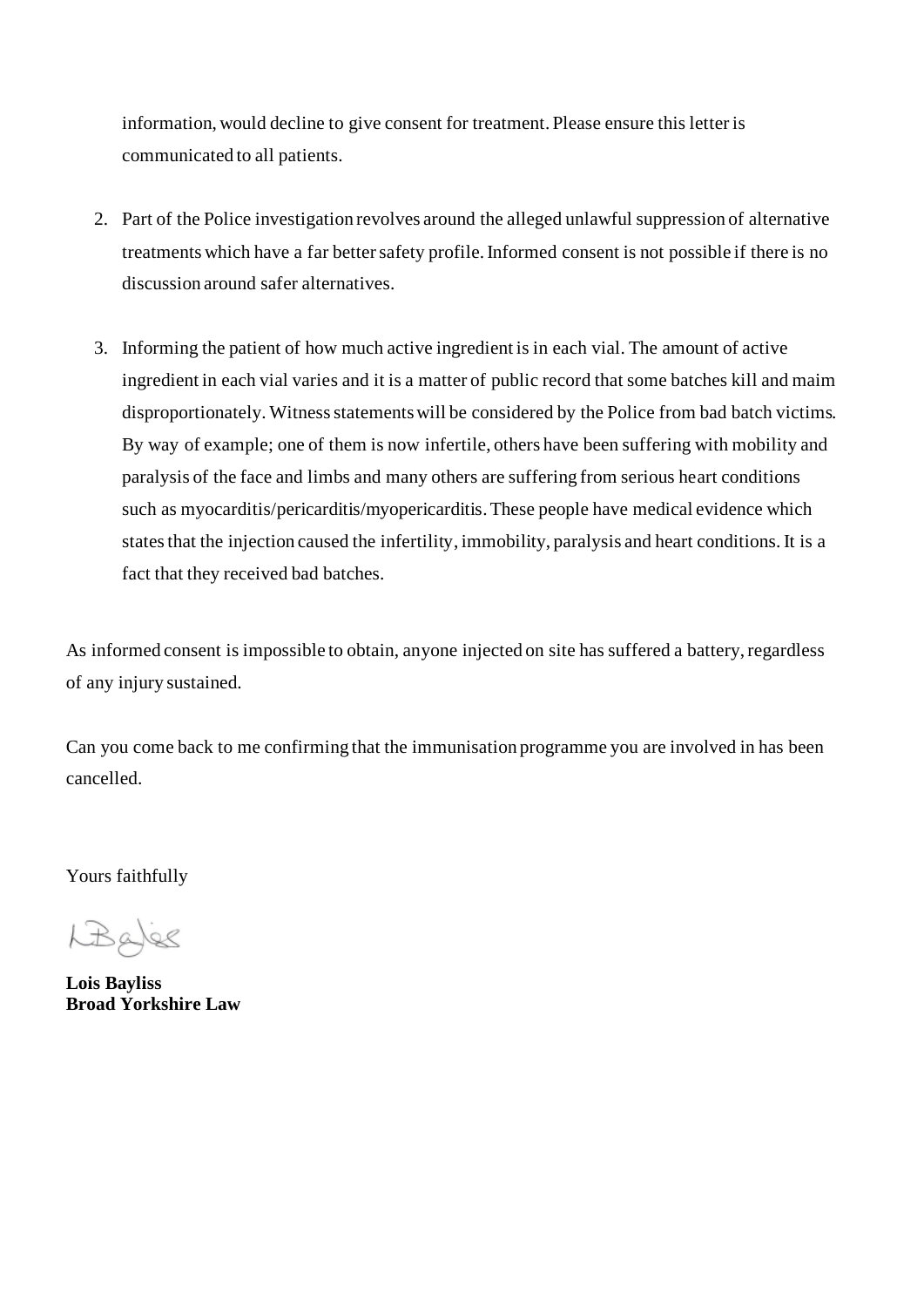information, would decline to give consent for treatment. Please ensure this letter is communicated to all patients.

2. Part of the Police investigation revolves around the alleged unlawful suppression of alternative treatments which have a far better safety profile. Informed consent is not possible if there is no discussion around safer alternatives.

3. Informing the patient of how much active ingredient is in each vial. The amount of active ingredient in each vial varies and it is a matter of public record that some batches kill and maim disproportionately. Witness statements will be considered by the Police from bad batch victims. By way of example; one of them is now infertile, others have been suffering with mobility and paralysis of the face and limbs and many others are suffering from serious heart conditions such as myocarditis/pericarditis/myopericarditis. These people have medical evidence which states that the injection caused the infertility, immobility, paralysis and heart conditions. It is a fact that they received bad batches.

As informed consent is impossible to obtain, anyone injected on site has suffered a battery, regardless of any injury sustained.

Can you come back to me confirming that the immunisation programme you are involved in has been cancelled.

Yours faithfully

**Lois Bayliss**
**Broad Yorkshire Law**